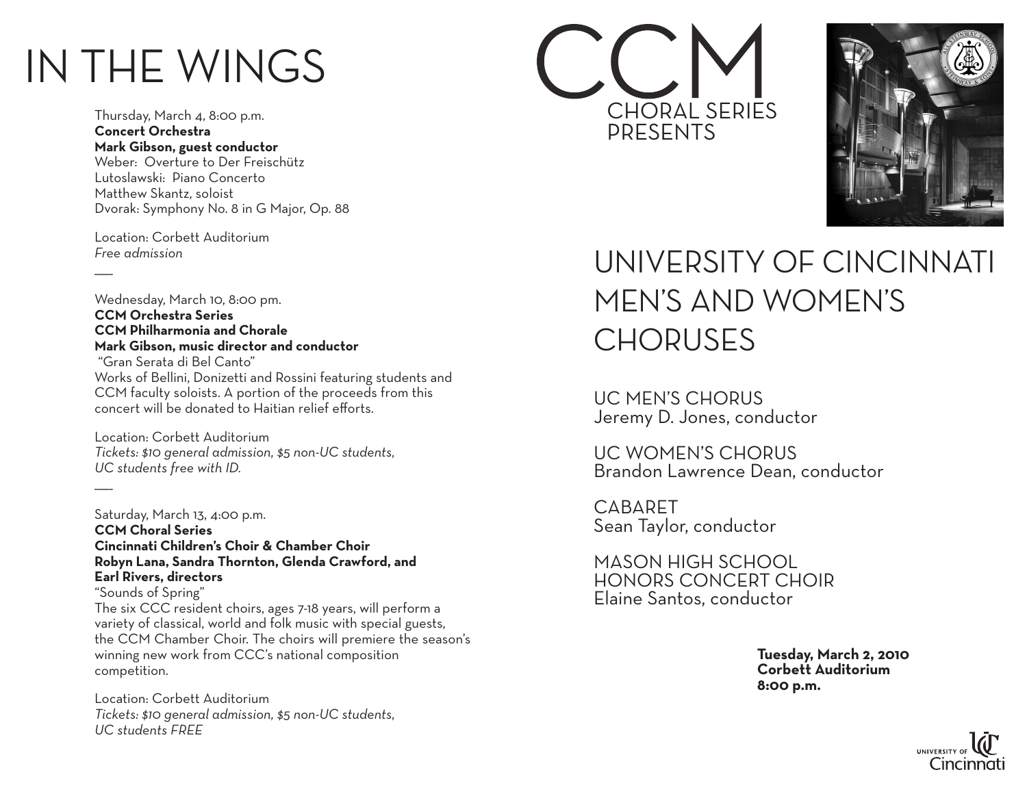# IN THE WINGS

Thursday, March 4, 8:00 p.m.
**Concert Orchestra**
**Mark Gibson, guest conductor**
Weber: Overture to Der Freischütz
Lutoslawski: Piano Concerto
Matthew Skantz, soloist
Dvorak: Symphony No. 8 in G Major, Op. 88

Location: Corbett Auditorium
*Free admission*

---

Wednesday, March 10, 8:00 pm.
**CCM Orchestra Series**
**CCM Philharmonia and Chorale**
**Mark Gibson, music director and conductor**
"Gran Serata di Bel Canto"
Works of Bellini, Donizetti and Rossini featuring students and CCM faculty soloists. A portion of the proceeds from this concert will be donated to Haitian relief efforts.

Location: Corbett Auditorium
*Tickets: $10 general admission, $5 non-UC students, UC students free with ID.*

---

Saturday, March 13, 4:00 p.m.
**CCM Choral Series**
**Cincinnati Children's Choir & Chamber Choir**
**Robyn Lana, Sandra Thornton, Glenda Crawford, and Earl Rivers, directors**
"Sounds of Spring"
The six CCC resident choirs, ages 7-18 years, will perform a variety of classical, world and folk music with special guests, the CCM Chamber Choir. The choirs will premiere the season's winning new work from CCC's national composition competition.

Location: Corbett Auditorium
*Tickets: $10 general admission, $5 non-UC students, UC students FREE*

# CCM
## CHORAL SERIES PRESENTS

# UNIVERSITY OF CINCINNATI MEN'S AND WOMEN'S CHORUSES

UC MEN'S CHORUS
Jeremy D. Jones, conductor

UC WOMEN'S CHORUS
Brandon Lawrence Dean, conductor

CABARET
Sean Taylor, conductor

MASON HIGH SCHOOL
HONORS CONCERT CHOIR
Elaine Santos, conductor

**Tuesday, March 2, 2010**
**Corbett Auditorium**
**8:00 p.m.**

University of Cincinnati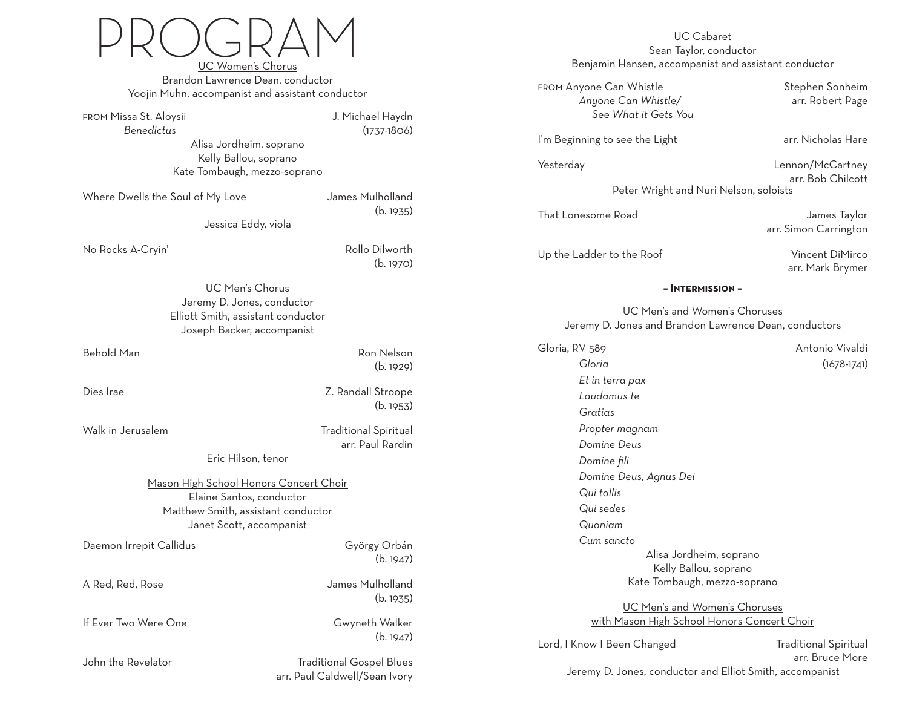# PROGRAM

UC Women's Chorus
Brandon Lawrence Dean, conductor
Yoojin Muhn, accompanist and assistant conductor

FROM Missa St. Aloysii — J. Michael Haydn (1737-1806)
*Benedictus*

Alisa Jordheim, soprano
Kelly Ballou, soprano
Kate Tombaugh, mezzo-soprano

Where Dwells the Soul of My Love — James Mulholland (b. 1935)

Jessica Eddy, viola

No Rocks A-Cryin' — Rollo Dilworth (b. 1970)

UC Men's Chorus
Jeremy D. Jones, conductor
Elliott Smith, assistant conductor
Joseph Backer, accompanist

Behold Man — Ron Nelson (b. 1929)

Dies Irae — Z. Randall Stroope (b. 1953)

Walk in Jerusalem — Traditional Spiritual, arr. Paul Rardin

Eric Hilson, tenor

Mason High School Honors Concert Choir
Elaine Santos, conductor
Matthew Smith, assistant conductor
Janet Scott, accompanist

Daemon Irrepit Callidus — György Orbán (b. 1947)

A Red, Red, Rose — James Mulholland (b. 1935)

If Ever Two Were One — Gwyneth Walker (b. 1947)

John the Revelator — Traditional Gospel Blues, arr. Paul Caldwell/Sean Ivory

UC Cabaret
Sean Taylor, conductor
Benjamin Hansen, accompanist and assistant conductor

FROM Anyone Can Whistle — Stephen Sonheim, arr. Robert Page
*Anyone Can Whistle/*
*See What it Gets You*

I'm Beginning to see the Light — arr. Nicholas Hare

Yesterday — Lennon/McCartney, arr. Bob Chilcott

Peter Wright and Nuri Nelson, soloists

That Lonesome Road — James Taylor, arr. Simon Carrington

Up the Ladder to the Roof — Vincent DiMirco, arr. Mark Brymer

**– Intermission –**

UC Men's and Women's Choruses
Jeremy D. Jones and Brandon Lawrence Dean, conductors

Gloria, RV 589 — Antonio Vivaldi (1678-1741)
*Gloria*
*Et in terra pax*
*Laudamus te*
*Gratias*
*Propter magnam*
*Domine Deus*
*Domine fili*
*Domine Deus, Agnus Dei*
*Qui tollis*
*Qui sedes*
*Quoniam*
*Cum sancto*

Alisa Jordheim, soprano
Kelly Ballou, soprano
Kate Tombaugh, mezzo-soprano

UC Men's and Women's Choruses
with Mason High School Honors Concert Choir

Lord, I Know I Been Changed — Traditional Spiritual, arr. Bruce More

Jeremy D. Jones, conductor and Elliot Smith, accompanist